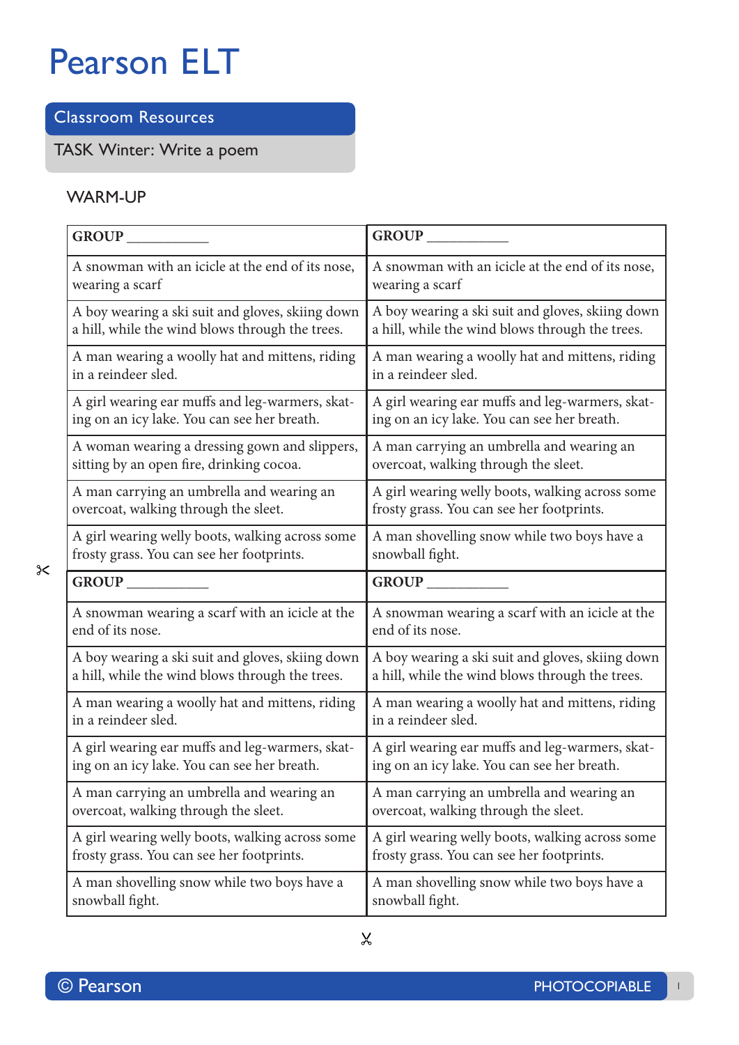# Pearson ELT

## Classroom Resources

TASK Winter: Write a poem

### WARM-UP

| | |
|---|---|
| **GROUP** ___________ | **GROUP** ___________ |
| A snowman with an icicle at the end of its nose, wearing a scarf | A snowman with an icicle at the end of its nose, wearing a scarf |
| A boy wearing a ski suit and gloves, skiing down a hill, while the wind blows through the trees. | A boy wearing a ski suit and gloves, skiing down a hill, while the wind blows through the trees. |
| A man wearing a woolly hat and mittens, riding in a reindeer sled. | A man wearing a woolly hat and mittens, riding in a reindeer sled. |
| A girl wearing ear muffs and leg-warmers, skating on an icy lake. You can see her breath. | A girl wearing ear muffs and leg-warmers, skating on an icy lake. You can see her breath. |
| A woman wearing a dressing gown and slippers, sitting by an open fire, drinking cocoa. | A man carrying an umbrella and wearing an overcoat, walking through the sleet. |
| A man carrying an umbrella and wearing an overcoat, walking through the sleet. | A girl wearing welly boots, walking across some frosty grass. You can see her footprints. |
| A girl wearing welly boots, walking across some frosty grass. You can see her footprints. | A man shovelling snow while two boys have a snowball fight. |

| | |
|---|---|
| **GROUP** ___________ | **GROUP** ___________ |
| A snowman wearing a scarf with an icicle at the end of its nose. | A snowman wearing a scarf with an icicle at the end of its nose. |
| A boy wearing a ski suit and gloves, skiing down a hill, while the wind blows through the trees. | A boy wearing a ski suit and gloves, skiing down a hill, while the wind blows through the trees. |
| A man wearing a woolly hat and mittens, riding in a reindeer sled. | A man wearing a woolly hat and mittens, riding in a reindeer sled. |
| A girl wearing ear muffs and leg-warmers, skating on an icy lake. You can see her breath. | A girl wearing ear muffs and leg-warmers, skating on an icy lake. You can see her breath. |
| A man carrying an umbrella and wearing an overcoat, walking through the sleet. | A man carrying an umbrella and wearing an overcoat, walking through the sleet. |
| A girl wearing welly boots, walking across some frosty grass. You can see her footprints. | A girl wearing welly boots, walking across some frosty grass. You can see her footprints. |
| A man shovelling snow while two boys have a snowball fight. | A man shovelling snow while two boys have a snowball fight. |

© Pearson PHOTOCOPIABLE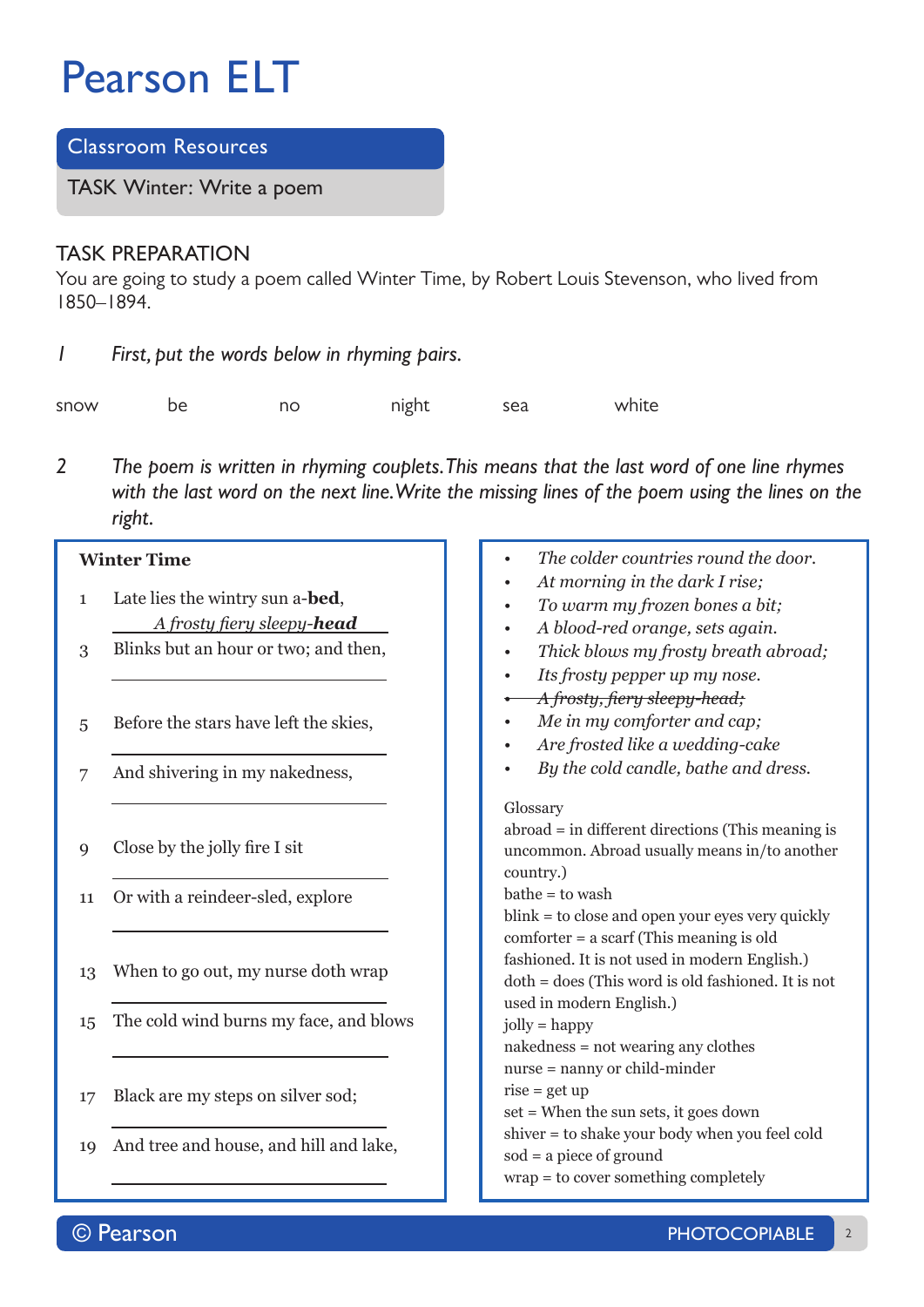# Pearson ELT

## Classroom Resources

TASK Winter: Write a poem

### TASK PREPARATION

You are going to study a poem called Winter Time, by Robert Louis Stevenson, who lived from 1850–1894.

*1 First, put the words below in rhyming pairs.*

snow be no night sea white

*2 The poem is written in rhyming couplets. This means that the last word of one line rhymes with the last word on the next line. Write the missing lines of the poem using the lines on the right.*

**Winter Time**

1 Late lies the wintry sun a-**bed**,
*A frosty fiery sleepy-**head***
3 Blinks but an hour or two; and then,
\_\_\_\_\_\_\_\_\_\_\_\_\_\_\_\_\_\_\_\_
5 Before the stars have left the skies,
\_\_\_\_\_\_\_\_\_\_\_\_\_\_\_\_\_\_\_\_
7 And shivering in my nakedness,
\_\_\_\_\_\_\_\_\_\_\_\_\_\_\_\_\_\_\_\_
9 Close by the jolly fire I sit
\_\_\_\_\_\_\_\_\_\_\_\_\_\_\_\_\_\_\_\_
11 Or with a reindeer-sled, explore
\_\_\_\_\_\_\_\_\_\_\_\_\_\_\_\_\_\_\_\_
13 When to go out, my nurse doth wrap
\_\_\_\_\_\_\_\_\_\_\_\_\_\_\_\_\_\_\_\_
15 The cold wind burns my face, and blows
\_\_\_\_\_\_\_\_\_\_\_\_\_\_\_\_\_\_\_\_
17 Black are my steps on silver sod;
\_\_\_\_\_\_\_\_\_\_\_\_\_\_\_\_\_\_\_\_
19 And tree and house, and hill and lake,
\_\_\_\_\_\_\_\_\_\_\_\_\_\_\_\_\_\_\_\_

- *The colder countries round the door.*
- *At morning in the dark I rise;*
- *To warm my frozen bones a bit;*
- *A blood-red orange, sets again.*
- *Thick blows my frosty breath abroad;*
- *Its frosty pepper up my nose.*
- ~~*A frosty, fiery sleepy-head;*~~
- *Me in my comforter and cap;*
- *Are frosted like a wedding-cake*
- *By the cold candle, bathe and dress.*

Glossary

abroad = in different directions (This meaning is uncommon. Abroad usually means in/to another country.)
bathe = to wash
blink = to close and open your eyes very quickly
comforter = a scarf (This meaning is old fashioned. It is not used in modern English.)
doth = does (This word is old fashioned. It is not used in modern English.)
jolly = happy
nakedness = not wearing any clothes
nurse = nanny or child-minder
rise = get up
set = When the sun sets, it goes down
shiver = to shake your body when you feel cold
sod = a piece of ground
wrap = to cover something completely

© Pearson PHOTOCOPIABLE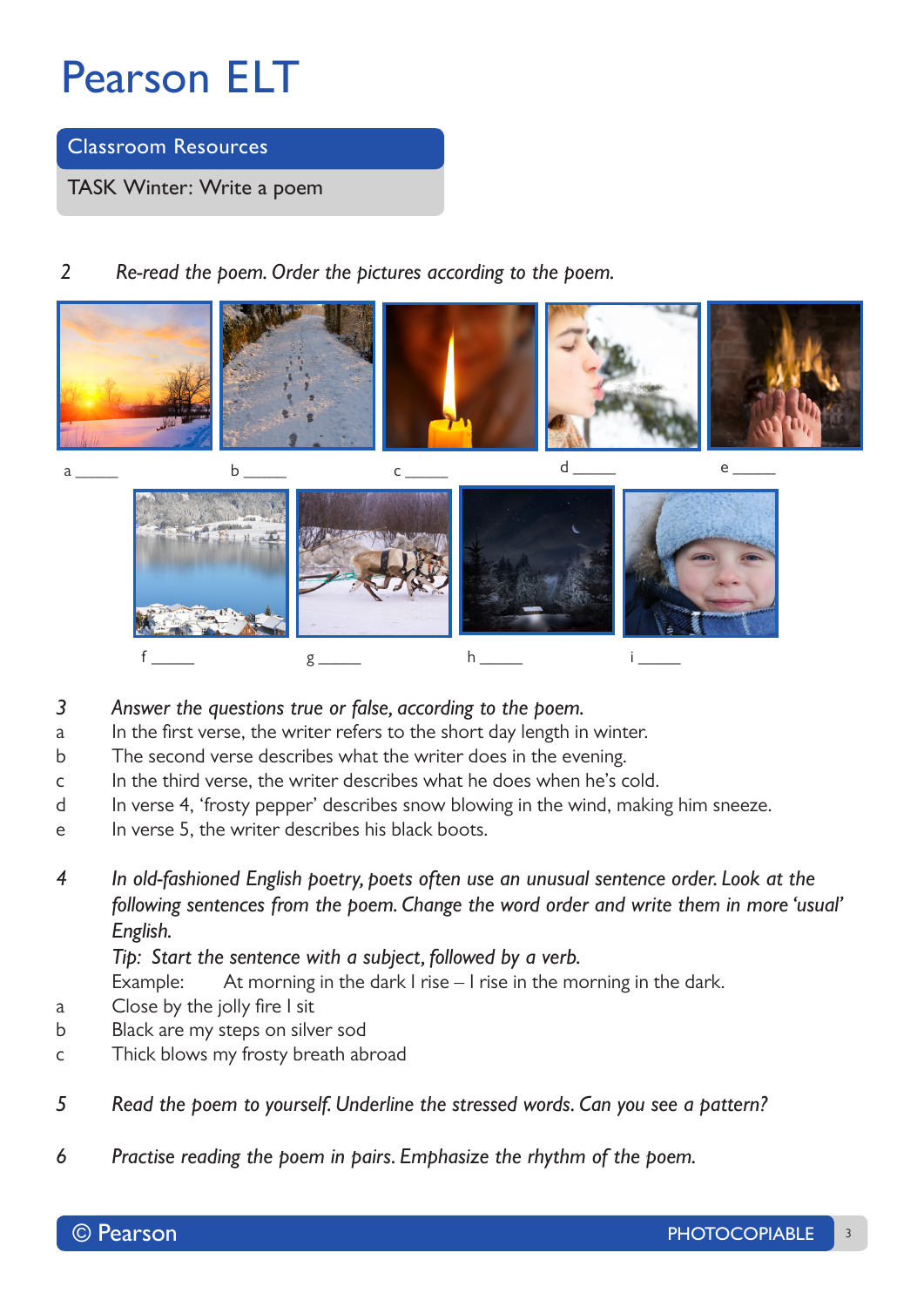# Pearson ELT

**Classroom Resources**

TASK Winter: Write a poem

*2 Re-read the poem. Order the pictures according to the poem.*

a _____ b _____ c _____ d _____ e _____

f _____ g _____ h _____ i _____

*3 Answer the questions true or false, according to the poem.*

a In the first verse, the writer refers to the short day length in winter.
b The second verse describes what the writer does in the evening.
c In the third verse, the writer describes what he does when he's cold.
d In verse 4, 'frosty pepper' describes snow blowing in the wind, making him sneeze.
e In verse 5, the writer describes his black boots.

*4 In old-fashioned English poetry, poets often use an unusual sentence order. Look at the following sentences from the poem. Change the word order and write them in more 'usual' English.*

*Tip: Start the sentence with a subject, followed by a verb.*

Example: At morning in the dark I rise – I rise in the morning in the dark.

a Close by the jolly fire I sit
b Black are my steps on silver sod
c Thick blows my frosty breath abroad

*5 Read the poem to yourself. Underline the stressed words. Can you see a pattern?*

*6 Practise reading the poem in pairs. Emphasize the rhythm of the poem.*

© Pearson PHOTOCOPIABLE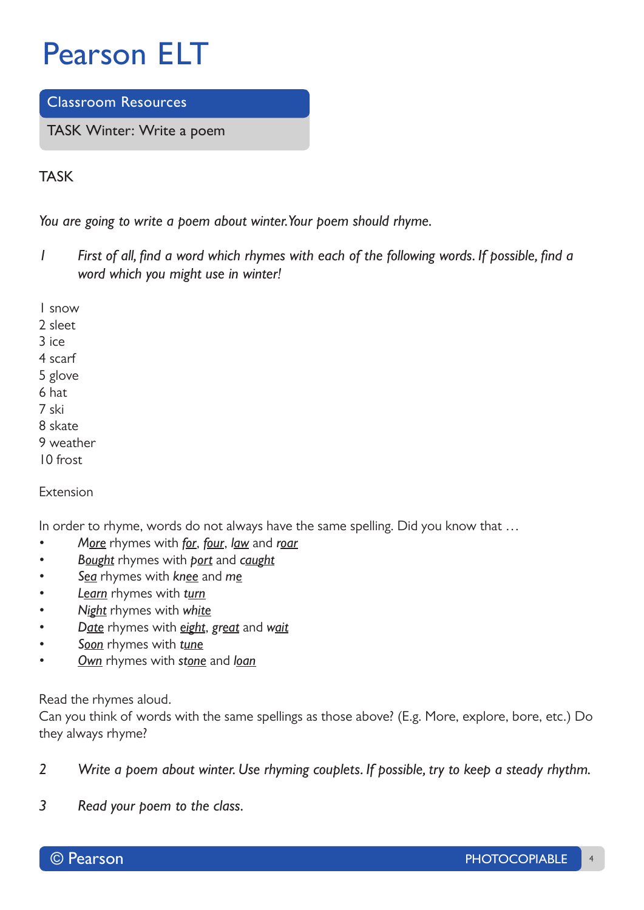# Pearson ELT

**Classroom Resources**

TASK Winter: Write a poem

TASK

*You are going to write a poem about winter. Your poem should rhyme.*

*1 First of all, find a word which rhymes with each of the following words. If possible, find a word which you might use in winter!*

1 snow
2 sleet
3 ice
4 scarf
5 glove
6 hat
7 ski
8 skate
9 weather
10 frost

Extension

In order to rhyme, words do not always have the same spelling. Did you know that …

- *More* rhymes with *for*, *four*, *law* and *roar*
- *Bought* rhymes with *port* and *caught*
- *Sea* rhymes with *knee* and *me*
- *Learn* rhymes with *turn*
- *Night* rhymes with *white*
- *Date* rhymes with *eight*, *great* and *wait*
- *Soon* rhymes with *tune*
- *Own* rhymes with *stone* and *loan*

Read the rhymes aloud.
Can you think of words with the same spellings as those above? (E.g. More, explore, bore, etc.) Do they always rhyme?

*2 Write a poem about winter. Use rhyming couplets. If possible, try to keep a steady rhythm.*

*3 Read your poem to the class.*

© Pearson PHOTOCOPIABLE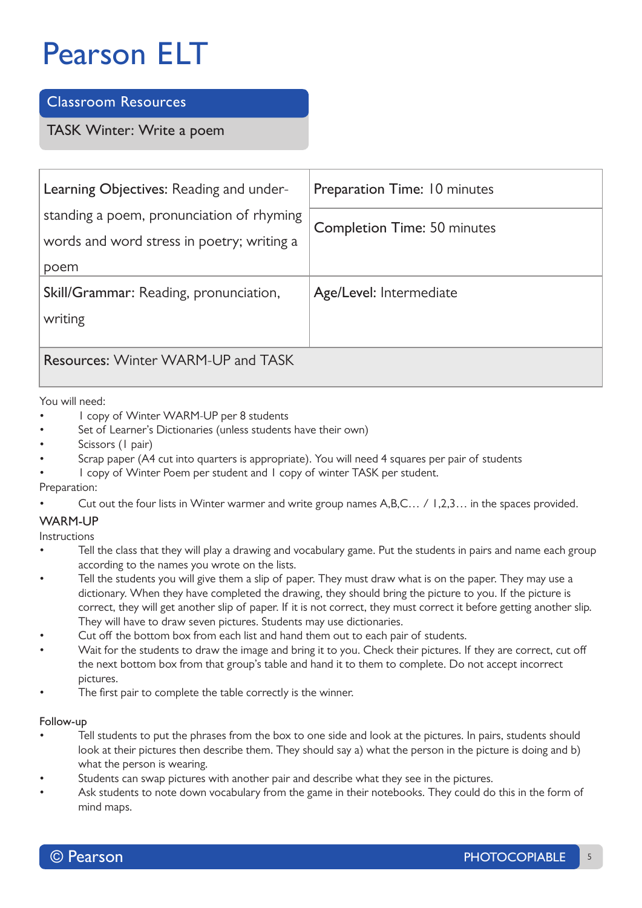# Pearson ELT

## Classroom Resources

TASK Winter: Write a poem

| **Learning Objectives:** Reading and understanding a poem, pronunciation of rhyming words and word stress in poetry; writing a poem | **Preparation Time:** 10 minutes<br>**Completion Time:** 50 minutes |
|---|---|
| **Skill/Grammar:** Reading, pronunciation, writing | **Age/Level:** Intermediate |
| **Resources:** Winter WARM-UP and TASK | |

You will need:

- 1 copy of Winter WARM-UP per 8 students
- Set of Learner's Dictionaries (unless students have their own)
- Scissors (1 pair)
- Scrap paper (A4 cut into quarters is appropriate). You will need 4 squares per pair of students
- 1 copy of Winter Poem per student and 1 copy of winter TASK per student.

Preparation:

- Cut out the four lists in Winter warmer and write group names A,B,C… / 1,2,3… in the spaces provided.

### WARM-UP

Instructions

- Tell the class that they will play a drawing and vocabulary game. Put the students in pairs and name each group according to the names you wrote on the lists.
- Tell the students you will give them a slip of paper. They must draw what is on the paper. They may use a dictionary. When they have completed the drawing, they should bring the picture to you. If the picture is correct, they will get another slip of paper. If it is not correct, they must correct it before getting another slip. They will have to draw seven pictures. Students may use dictionaries.
- Cut off the bottom box from each list and hand them out to each pair of students.
- Wait for the students to draw the image and bring it to you. Check their pictures. If they are correct, cut off the next bottom box from that group's table and hand it to them to complete. Do not accept incorrect pictures.
- The first pair to complete the table correctly is the winner.

Follow-up

- Tell students to put the phrases from the box to one side and look at the pictures. In pairs, students should look at their pictures then describe them. They should say a) what the person in the picture is doing and b) what the person is wearing.
- Students can swap pictures with another pair and describe what they see in the pictures.
- Ask students to note down vocabulary from the game in their notebooks. They could do this in the form of mind maps.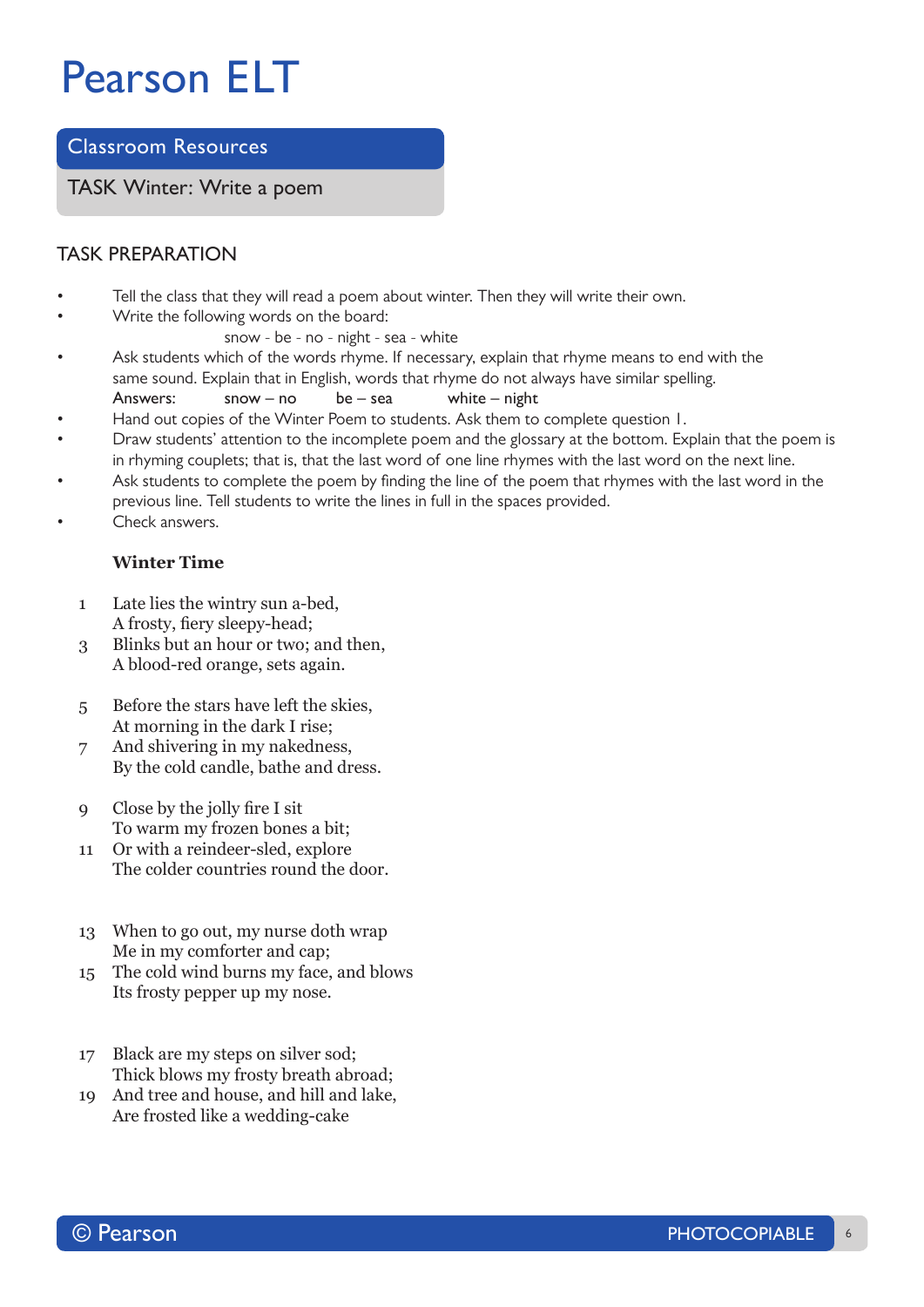# Pearson ELT

## Classroom Resources

TASK Winter: Write a poem

### TASK PREPARATION

- Tell the class that they will read a poem about winter. Then they will write their own.
- Write the following words on the board:
  snow - be - no - night - sea - white
- Ask students which of the words rhyme. If necessary, explain that rhyme means to end with the same sound. Explain that in English, words that rhyme do not always have similar spelling.
  Answers: snow – no be – sea white – night
- Hand out copies of the Winter Poem to students. Ask them to complete question 1.
- Draw students' attention to the incomplete poem and the glossary at the bottom. Explain that the poem is in rhyming couplets; that is, that the last word of one line rhymes with the last word on the next line.
- Ask students to complete the poem by finding the line of the poem that rhymes with the last word in the previous line. Tell students to write the lines in full in the spaces provided.
- Check answers.

**Winter Time**

1 Late lies the wintry sun a-bed,
A frosty, fiery sleepy-head;
3 Blinks but an hour or two; and then,
A blood-red orange, sets again.

5 Before the stars have left the skies,
At morning in the dark I rise;
7 And shivering in my nakedness,
By the cold candle, bathe and dress.

9 Close by the jolly fire I sit
To warm my frozen bones a bit;
11 Or with a reindeer-sled, explore
The colder countries round the door.

13 When to go out, my nurse doth wrap
Me in my comforter and cap;
15 The cold wind burns my face, and blows
Its frosty pepper up my nose.

17 Black are my steps on silver sod;
Thick blows my frosty breath abroad;
19 And tree and house, and hill and lake,
Are frosted like a wedding-cake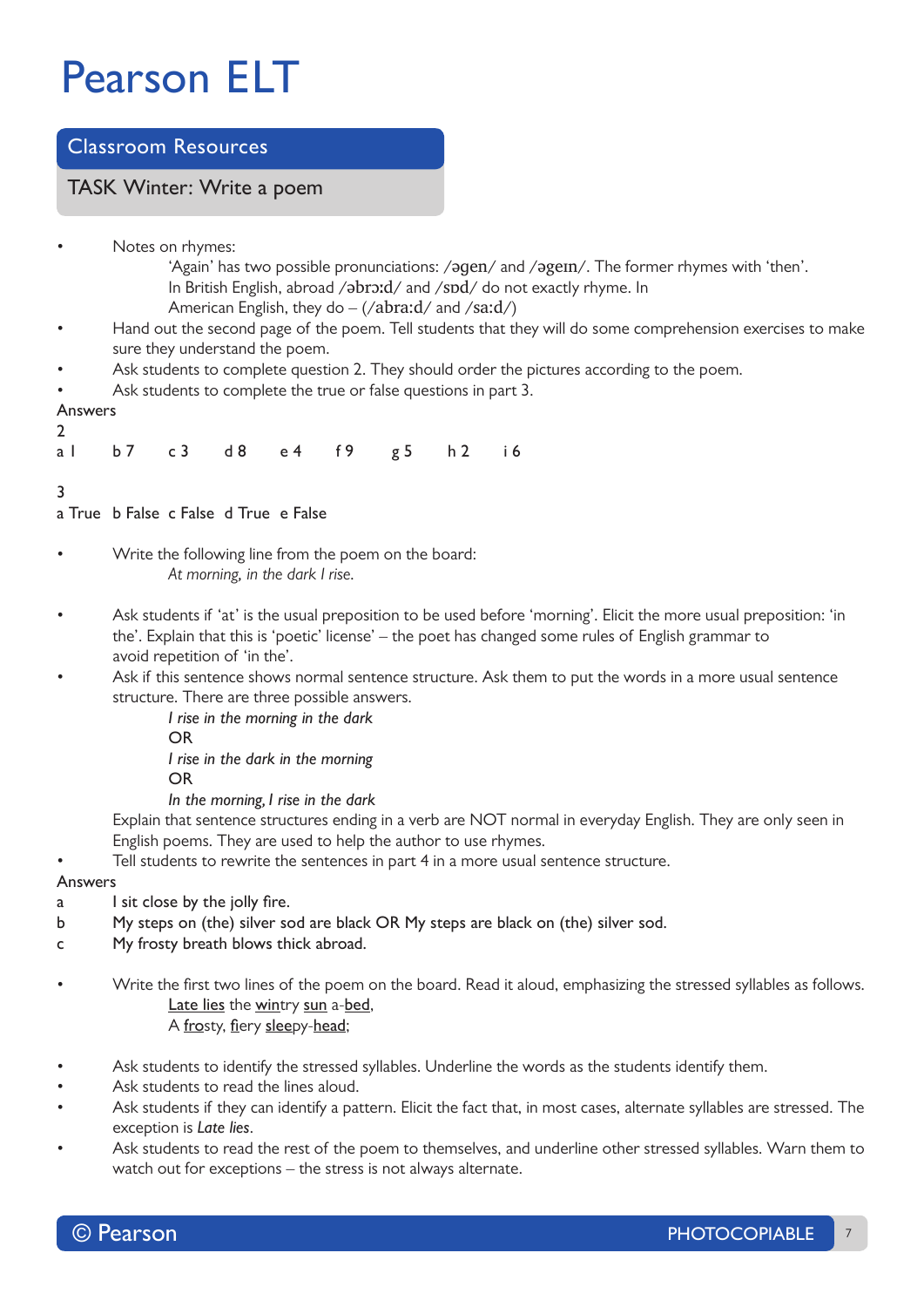# Pearson ELT

## Classroom Resources

### TASK Winter: Write a poem

- Notes on rhymes:
  'Again' has two possible pronunciations: /əgen/ and /əgeɪn/. The former rhymes with 'then'.
  In British English, abroad /əbrɔːd/ and /sɒd/ do not exactly rhyme. In
  American English, they do – (/abraːd/ and /saːd/)
- Hand out the second page of the poem. Tell students that they will do some comprehension exercises to make sure they understand the poem.
- Ask students to complete question 2. They should order the pictures according to the poem.
- Ask students to complete the true or false questions in part 3.

Answers

2

a l   b 7   c 3   d 8   e 4   f 9   g 5   h 2   i 6

3

a True   b False   c False   d True   e False

- Write the following line from the poem on the board:
  *At morning, in the dark I rise.*

- Ask students if 'at' is the usual preposition to be used before 'morning'. Elicit the more usual preposition: 'in the'. Explain that this is 'poetic' license' – the poet has changed some rules of English grammar to avoid repetition of 'in the'.
- Ask if this sentence shows normal sentence structure. Ask them to put the words in a more usual sentence structure. There are three possible answers.
  *I rise in the morning in the dark*
  OR
  *I rise in the dark in the morning*
  OR
  *In the morning, I rise in the dark*

  Explain that sentence structures ending in a verb are NOT normal in everyday English. They are only seen in English poems. They are used to help the author to use rhymes.
- Tell students to rewrite the sentences in part 4 in a more usual sentence structure.

Answers

a   I sit close by the jolly fire.
b   My steps on (the) silver sod are black OR My steps are black on (the) silver sod.
c   My frosty breath blows thick abroad.

- Write the first two lines of the poem on the board. Read it aloud, emphasizing the stressed syllables as follows.
  <u>Late lies</u> the <u>win</u>try <u>sun</u> a-<u>bed</u>,
  A <u>fros</u>ty, <u>fi</u>ery <u>slee</u>py-<u>head</u>;

- Ask students to identify the stressed syllables. Underline the words as the students identify them.
- Ask students to read the lines aloud.
- Ask students if they can identify a pattern. Elicit the fact that, in most cases, alternate syllables are stressed. The exception is *Late lies*.
- Ask students to read the rest of the poem to themselves, and underline other stressed syllables. Warn them to watch out for exceptions – the stress is not always alternate.

© Pearson   PHOTOCOPIABLE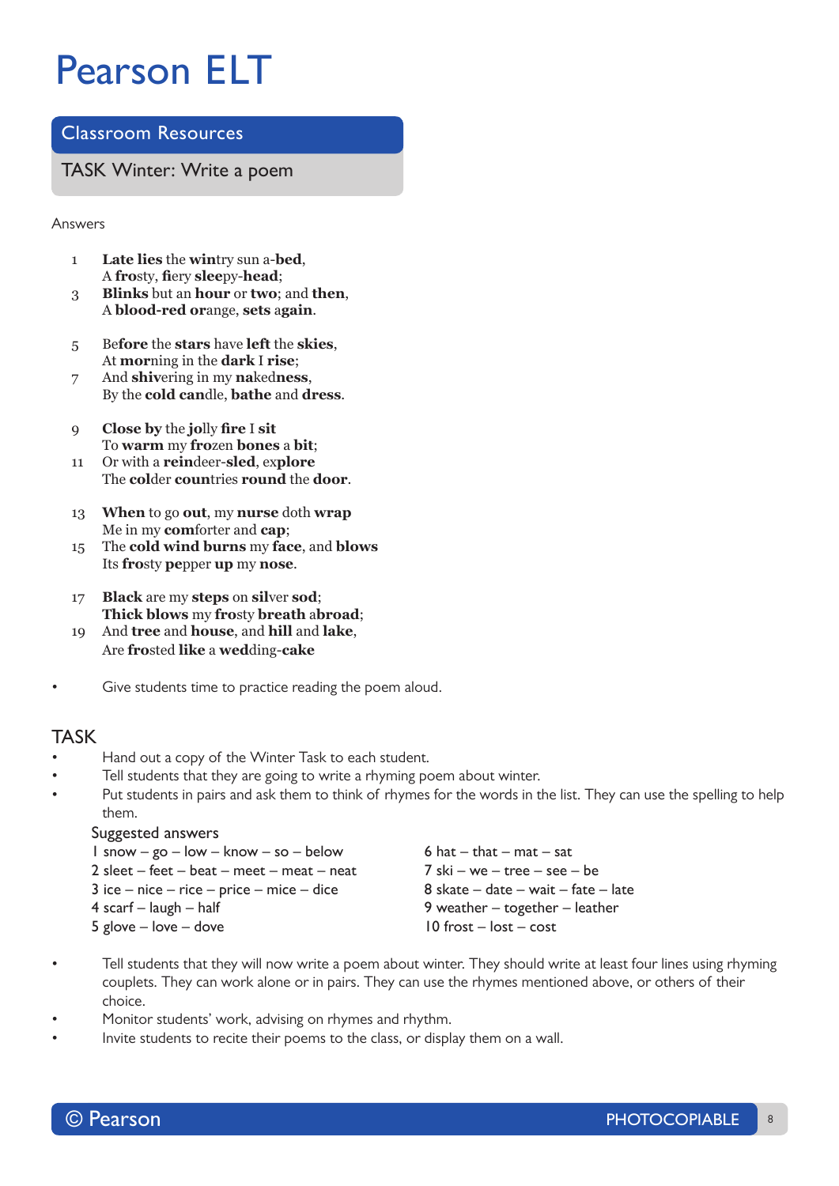# Pearson ELT

## Classroom Resources

### TASK Winter: Write a poem

Answers

1 **Late lies** the **win**try sun a-**bed**,
A **fro**sty, **fi**ery **slee**py-**head**;
3 **Blinks** but an **hour** or **two**; and **then**,
A **blood-red or**ange, **sets** a**gain**.

5 Be**fore** the **stars** have **left** the **skies**,
At **mor**ning in the **dark** I **rise**;
7 And **shiv**ering in my **na**ked**ness**,
By the **cold can**dle, **bathe** and **dress**.

9 **Close by** the **jo**lly **fire** I **sit**
To **warm** my **fro**zen **bones** a **bit**;
11 Or with a **rein**deer-**sled**, ex**plore**
The **col**der **coun**tries **round** the **door**.

13 **When** to go **out**, my **nurse** doth **wrap**
Me in my **com**forter and **cap**;
15 The **cold wind burns** my **face**, and **blows**
Its **fro**sty **pe**pper **up** my **nose**.

17 **Black** are my **steps** on **sil**ver **sod**;
**Thick blows** my **fro**sty **breath** a**broad**;
19 And **tree** and **house**, and **hill** and **lake**,
Are **fro**sted **like** a **wed**ding-**cake**

- Give students time to practice reading the poem aloud.

## TASK

- Hand out a copy of the Winter Task to each student.
- Tell students that they are going to write a rhyming poem about winter.
- Put students in pairs and ask them to think of rhymes for the words in the list. They can use the spelling to help them.

Suggested answers

1 snow – go – low – know – so – below
2 sleet – feet – beat – meet – meat – neat
3 ice – nice – rice – price – mice – dice
4 scarf – laugh – half
5 glove – love – dove
6 hat – that – mat – sat
7 ski – we – tree – see – be
8 skate – date – wait – fate – late
9 weather – together – leather
10 frost – lost – cost

- Tell students that they will now write a poem about winter. They should write at least four lines using rhyming couplets. They can work alone or in pairs. They can use the rhymes mentioned above, or others of their choice.
- Monitor students' work, advising on rhymes and rhythm.
- Invite students to recite their poems to the class, or display them on a wall.

© Pearson PHOTOCOPIABLE